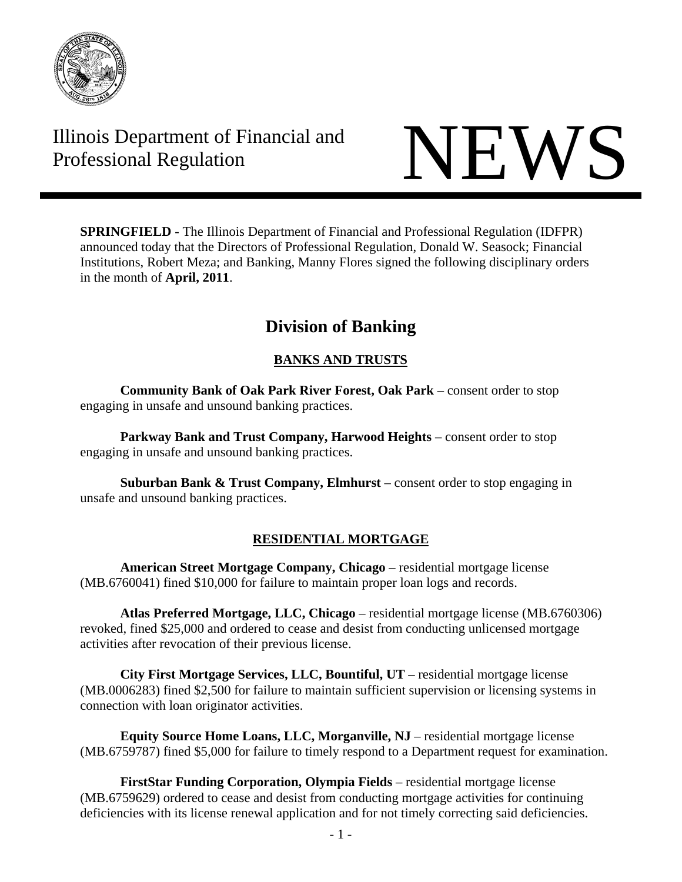Illinois Department of Financial and Professional Regulation

# NEWS

**SPRINGFIELD** - The Illinois Department of Financial and Professional Regulation (IDFPR) announced today that the Directors of Professional Regulation, Donald W. Seasock; Financial Institutions, Robert Meza; and Banking, Manny Flores signed the following disciplinary orders in the month of **April, 2011**.

## Division of Banking

### BANKS AND TRUSTS

**Community Bank of Oak Park River Forest, Oak Park** – consent order to stop engaging in unsafe and unsound banking practices.

**Parkway Bank and Trust Company, Harwood Heights** – consent order to stop engaging in unsafe and unsound banking practices.

**Suburban Bank & Trust Company, Elmhurst** – consent order to stop engaging in unsafe and unsound banking practices.

### RESIDENTIAL MORTGAGE

**American Street Mortgage Company, Chicago** – residential mortgage license (MB.6760041) fined $10,000 for failure to maintain proper loan logs and records.

**Atlas Preferred Mortgage, LLC, Chicago** – residential mortgage license (MB.6760306) revoked, fined $25,000 and ordered to cease and desist from conducting unlicensed mortgage activities after revocation of their previous license.

**City First Mortgage Services, LLC, Bountiful, UT** – residential mortgage license (MB.0006283) fined $2,500 for failure to maintain sufficient supervision or licensing systems in connection with loan originator activities.

**Equity Source Home Loans, LLC, Morganville, NJ** – residential mortgage license (MB.6759787) fined $5,000 for failure to timely respond to a Department request for examination.

**FirstStar Funding Corporation, Olympia Fields** – residential mortgage license (MB.6759629) ordered to cease and desist from conducting mortgage activities for continuing deficiencies with its license renewal application and for not timely correcting said deficiencies.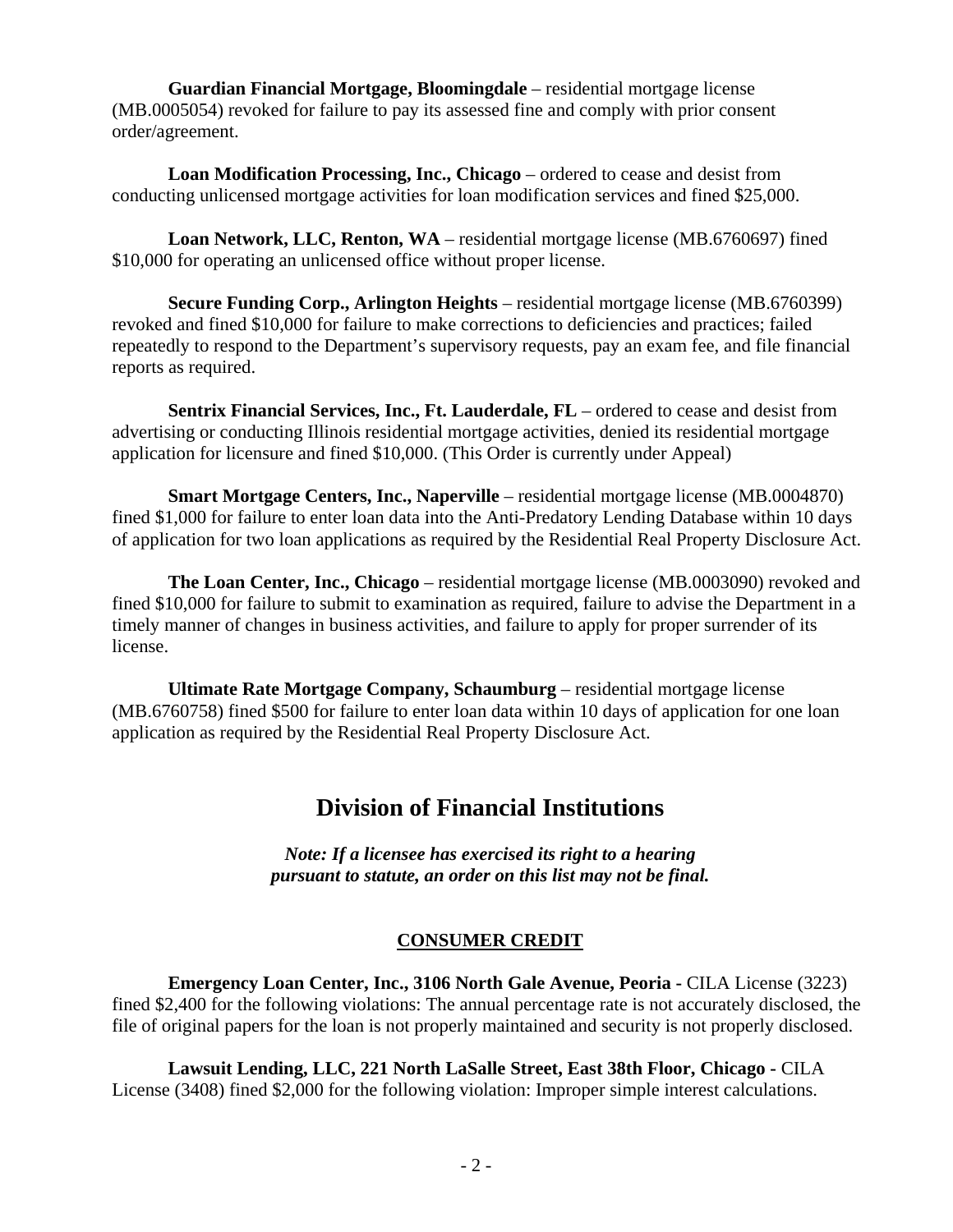**Guardian Financial Mortgage, Bloomingdale** – residential mortgage license (MB.0005054) revoked for failure to pay its assessed fine and comply with prior consent order/agreement.

**Loan Modification Processing, Inc., Chicago** – ordered to cease and desist from conducting unlicensed mortgage activities for loan modification services and fined $25,000.

**Loan Network, LLC, Renton, WA** – residential mortgage license (MB.6760697) fined $10,000 for operating an unlicensed office without proper license.

**Secure Funding Corp., Arlington Heights** – residential mortgage license (MB.6760399) revoked and fined $10,000 for failure to make corrections to deficiencies and practices; failed repeatedly to respond to the Department's supervisory requests, pay an exam fee, and file financial reports as required.

**Sentrix Financial Services, Inc., Ft. Lauderdale, FL** – ordered to cease and desist from advertising or conducting Illinois residential mortgage activities, denied its residential mortgage application for licensure and fined $10,000. (This Order is currently under Appeal)

**Smart Mortgage Centers, Inc., Naperville** – residential mortgage license (MB.0004870) fined $1,000 for failure to enter loan data into the Anti-Predatory Lending Database within 10 days of application for two loan applications as required by the Residential Real Property Disclosure Act.

**The Loan Center, Inc., Chicago** – residential mortgage license (MB.0003090) revoked and fined $10,000 for failure to submit to examination as required, failure to advise the Department in a timely manner of changes in business activities, and failure to apply for proper surrender of its license.

**Ultimate Rate Mortgage Company, Schaumburg** – residential mortgage license (MB.6760758) fined $500 for failure to enter loan data within 10 days of application for one loan application as required by the Residential Real Property Disclosure Act.

# Division of Financial Institutions

***Note: If a licensee has exercised its right to a hearing pursuant to statute, an order on this list may not be final.***

## CONSUMER CREDIT

**Emergency Loan Center, Inc., 3106 North Gale Avenue, Peoria -** CILA License (3223) fined $2,400 for the following violations: The annual percentage rate is not accurately disclosed, the file of original papers for the loan is not properly maintained and security is not properly disclosed.

**Lawsuit Lending, LLC, 221 North LaSalle Street, East 38th Floor, Chicago -** CILA License (3408) fined $2,000 for the following violation: Improper simple interest calculations.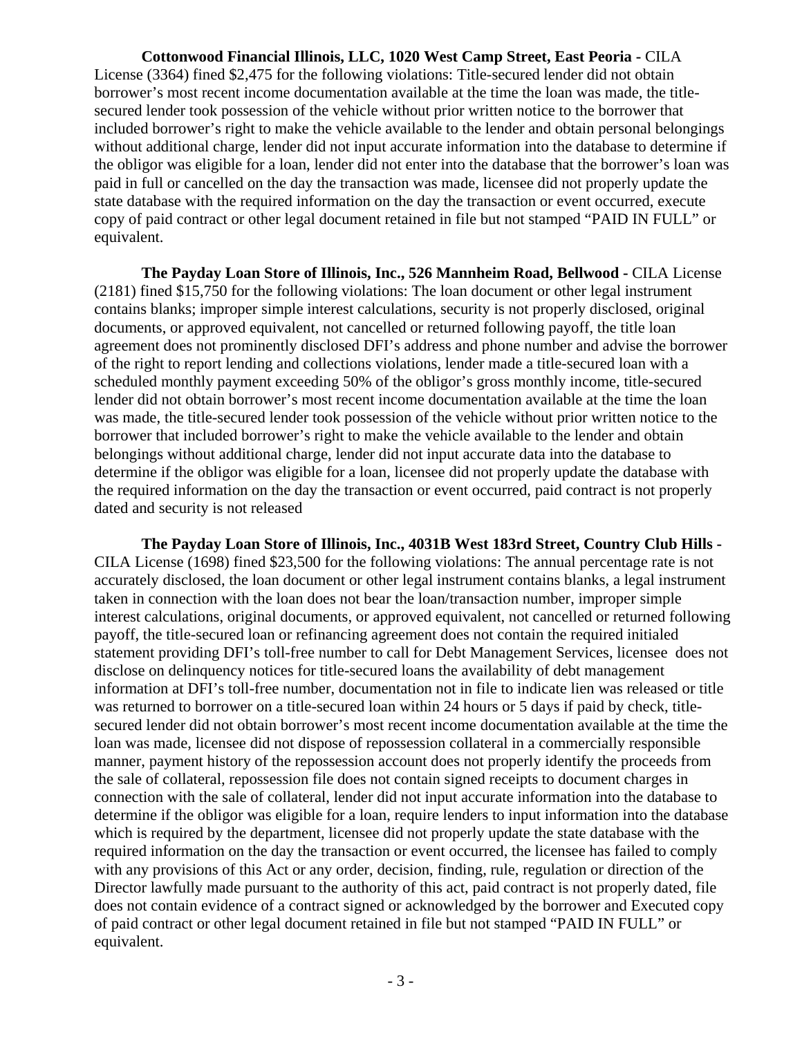**Cottonwood Financial Illinois, LLC, 1020 West Camp Street, East Peoria -** CILA License (3364) fined $2,475 for the following violations: Title-secured lender did not obtain borrower's most recent income documentation available at the time the loan was made, the title-secured lender took possession of the vehicle without prior written notice to the borrower that included borrower's right to make the vehicle available to the lender and obtain personal belongings without additional charge, lender did not input accurate information into the database to determine if the obligor was eligible for a loan, lender did not enter into the database that the borrower's loan was paid in full or cancelled on the day the transaction was made, licensee did not properly update the state database with the required information on the day the transaction or event occurred, execute copy of paid contract or other legal document retained in file but not stamped "PAID IN FULL" or equivalent.

**The Payday Loan Store of Illinois, Inc., 526 Mannheim Road, Bellwood -** CILA License (2181) fined $15,750 for the following violations: The loan document or other legal instrument contains blanks; improper simple interest calculations, security is not properly disclosed, original documents, or approved equivalent, not cancelled or returned following payoff, the title loan agreement does not prominently disclosed DFI's address and phone number and advise the borrower of the right to report lending and collections violations, lender made a title-secured loan with a scheduled monthly payment exceeding 50% of the obligor's gross monthly income, title-secured lender did not obtain borrower's most recent income documentation available at the time the loan was made, the title-secured lender took possession of the vehicle without prior written notice to the borrower that included borrower's right to make the vehicle available to the lender and obtain belongings without additional charge, lender did not input accurate data into the database to determine if the obligor was eligible for a loan, licensee did not properly update the database with the required information on the day the transaction or event occurred, paid contract is not properly dated and security is not released

**The Payday Loan Store of Illinois, Inc., 4031B West 183rd Street, Country Club Hills -** CILA License (1698) fined $23,500 for the following violations: The annual percentage rate is not accurately disclosed, the loan document or other legal instrument contains blanks, a legal instrument taken in connection with the loan does not bear the loan/transaction number, improper simple interest calculations, original documents, or approved equivalent, not cancelled or returned following payoff, the title-secured loan or refinancing agreement does not contain the required initialed statement providing DFI's toll-free number to call for Debt Management Services, licensee does not disclose on delinquency notices for title-secured loans the availability of debt management information at DFI's toll-free number, documentation not in file to indicate lien was released or title was returned to borrower on a title-secured loan within 24 hours or 5 days if paid by check, title-secured lender did not obtain borrower's most recent income documentation available at the time the loan was made, licensee did not dispose of repossession collateral in a commercially responsible manner, payment history of the repossession account does not properly identify the proceeds from the sale of collateral, repossession file does not contain signed receipts to document charges in connection with the sale of collateral, lender did not input accurate information into the database to determine if the obligor was eligible for a loan, require lenders to input information into the database which is required by the department, licensee did not properly update the state database with the required information on the day the transaction or event occurred, the licensee has failed to comply with any provisions of this Act or any order, decision, finding, rule, regulation or direction of the Director lawfully made pursuant to the authority of this act, paid contract is not properly dated, file does not contain evidence of a contract signed or acknowledged by the borrower and Executed copy of paid contract or other legal document retained in file but not stamped "PAID IN FULL" or equivalent.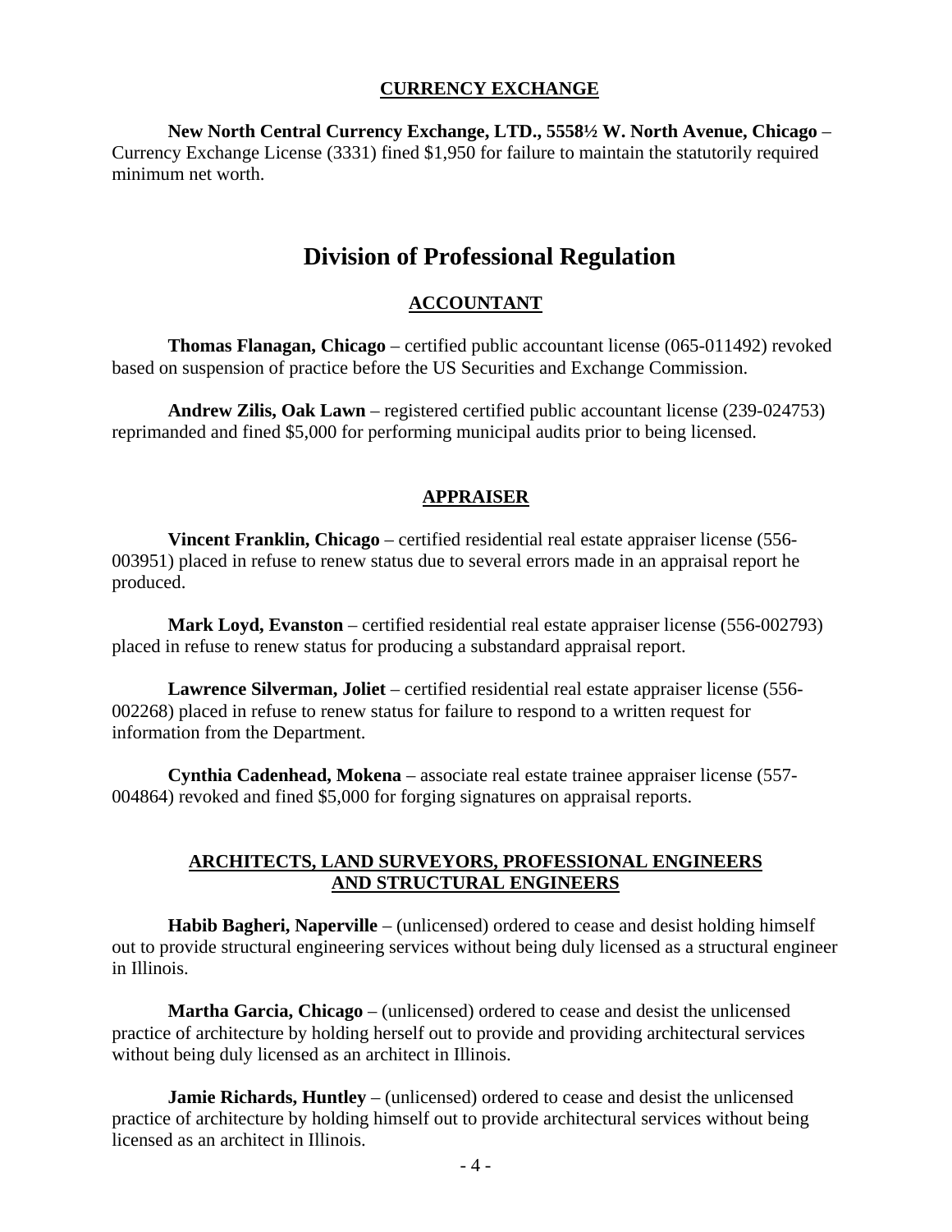## CURRENCY EXCHANGE

**New North Central Currency Exchange, LTD., 5558½ W. North Avenue, Chicago** – Currency Exchange License (3331) fined $1,950 for failure to maintain the statutorily required minimum net worth.

# Division of Professional Regulation

## ACCOUNTANT

**Thomas Flanagan, Chicago** – certified public accountant license (065-011492) revoked based on suspension of practice before the US Securities and Exchange Commission.

**Andrew Zilis, Oak Lawn** – registered certified public accountant license (239-024753) reprimanded and fined $5,000 for performing municipal audits prior to being licensed.

## APPRAISER

**Vincent Franklin, Chicago** – certified residential real estate appraiser license (556-003951) placed in refuse to renew status due to several errors made in an appraisal report he produced.

**Mark Loyd, Evanston** – certified residential real estate appraiser license (556-002793) placed in refuse to renew status for producing a substandard appraisal report.

**Lawrence Silverman, Joliet** – certified residential real estate appraiser license (556-002268) placed in refuse to renew status for failure to respond to a written request for information from the Department.

**Cynthia Cadenhead, Mokena** – associate real estate trainee appraiser license (557-004864) revoked and fined $5,000 for forging signatures on appraisal reports.

## ARCHITECTS, LAND SURVEYORS, PROFESSIONAL ENGINEERS AND STRUCTURAL ENGINEERS

**Habib Bagheri, Naperville** – (unlicensed) ordered to cease and desist holding himself out to provide structural engineering services without being duly licensed as a structural engineer in Illinois.

**Martha Garcia, Chicago** – (unlicensed) ordered to cease and desist the unlicensed practice of architecture by holding herself out to provide and providing architectural services without being duly licensed as an architect in Illinois.

**Jamie Richards, Huntley** – (unlicensed) ordered to cease and desist the unlicensed practice of architecture by holding himself out to provide architectural services without being licensed as an architect in Illinois.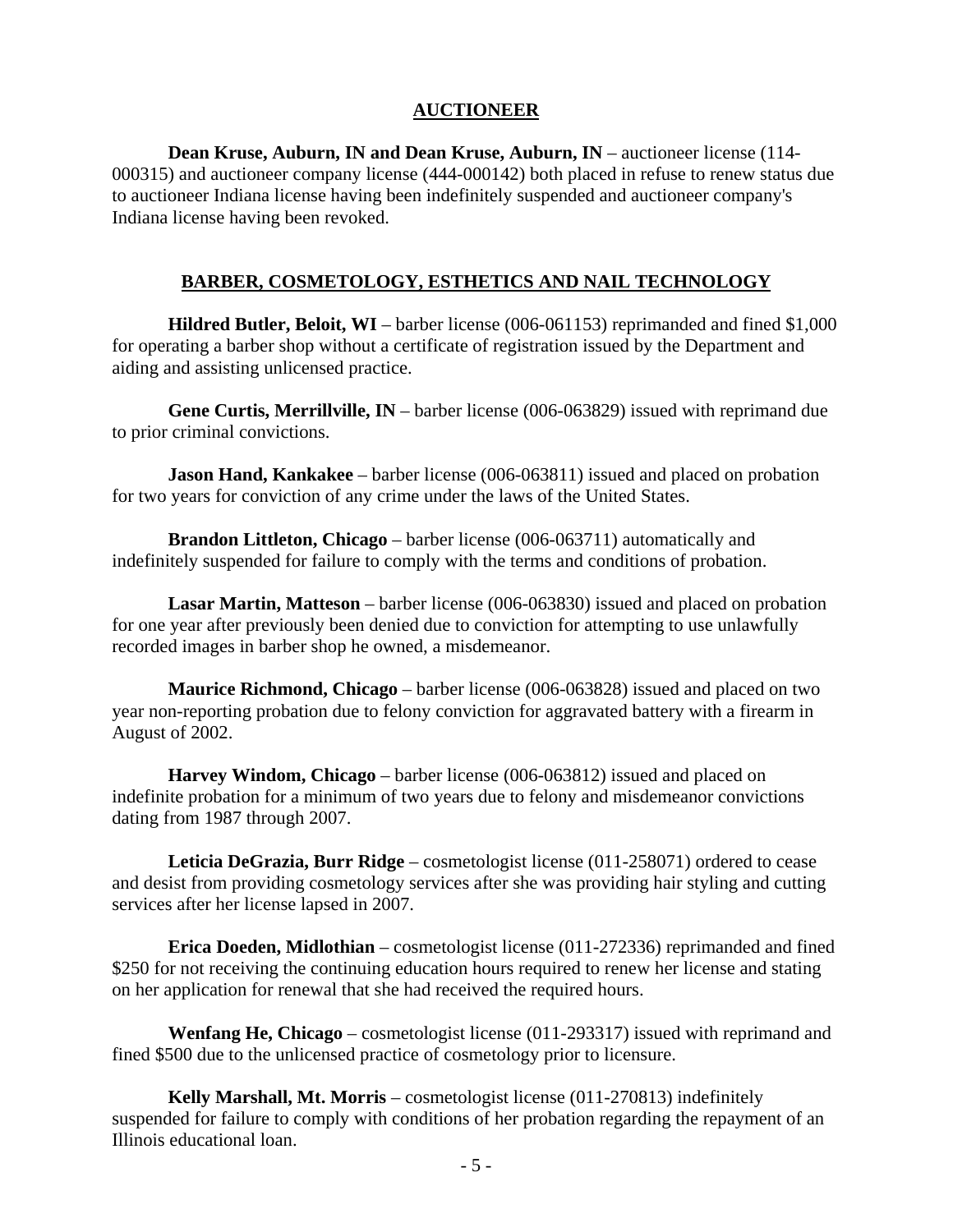## AUCTIONEER

**Dean Kruse, Auburn, IN and Dean Kruse, Auburn, IN** – auctioneer license (114-000315) and auctioneer company license (444-000142) both placed in refuse to renew status due to auctioneer Indiana license having been indefinitely suspended and auctioneer company's Indiana license having been revoked.

## BARBER, COSMETOLOGY, ESTHETICS AND NAIL TECHNOLOGY

**Hildred Butler, Beloit, WI** – barber license (006-061153) reprimanded and fined $1,000 for operating a barber shop without a certificate of registration issued by the Department and aiding and assisting unlicensed practice.

**Gene Curtis, Merrillville, IN** – barber license (006-063829) issued with reprimand due to prior criminal convictions.

**Jason Hand, Kankakee** – barber license (006-063811) issued and placed on probation for two years for conviction of any crime under the laws of the United States.

**Brandon Littleton, Chicago** – barber license (006-063711) automatically and indefinitely suspended for failure to comply with the terms and conditions of probation.

**Lasar Martin, Matteson** – barber license (006-063830) issued and placed on probation for one year after previously been denied due to conviction for attempting to use unlawfully recorded images in barber shop he owned, a misdemeanor.

**Maurice Richmond, Chicago** – barber license (006-063828) issued and placed on two year non-reporting probation due to felony conviction for aggravated battery with a firearm in August of 2002.

**Harvey Windom, Chicago** – barber license (006-063812) issued and placed on indefinite probation for a minimum of two years due to felony and misdemeanor convictions dating from 1987 through 2007.

**Leticia DeGrazia, Burr Ridge** – cosmetologist license (011-258071) ordered to cease and desist from providing cosmetology services after she was providing hair styling and cutting services after her license lapsed in 2007.

**Erica Doeden, Midlothian** – cosmetologist license (011-272336) reprimanded and fined $250 for not receiving the continuing education hours required to renew her license and stating on her application for renewal that she had received the required hours.

**Wenfang He, Chicago** – cosmetologist license (011-293317) issued with reprimand and fined $500 due to the unlicensed practice of cosmetology prior to licensure.

**Kelly Marshall, Mt. Morris** – cosmetologist license (011-270813) indefinitely suspended for failure to comply with conditions of her probation regarding the repayment of an Illinois educational loan.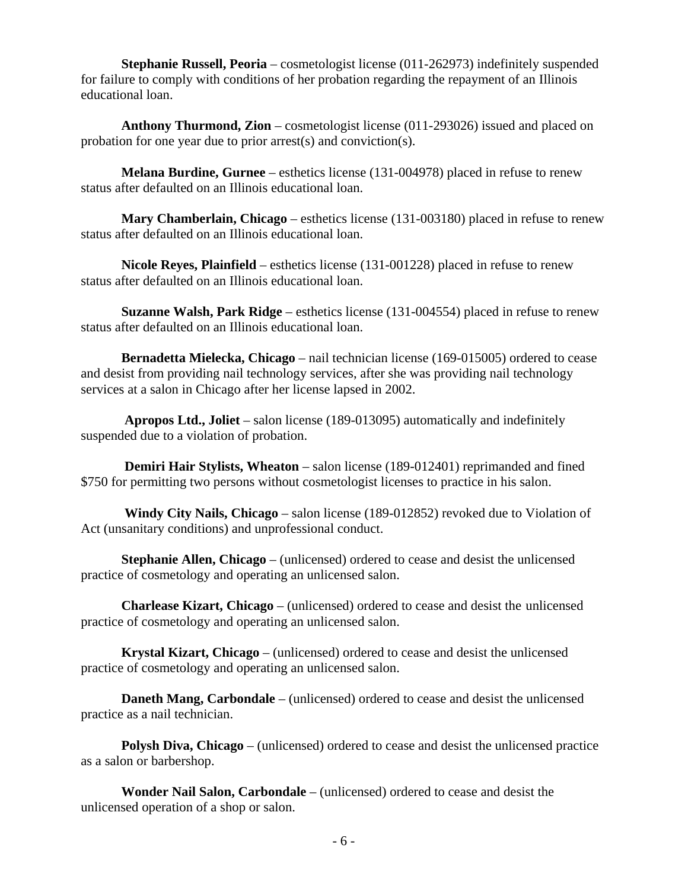**Stephanie Russell, Peoria** – cosmetologist license (011-262973) indefinitely suspended for failure to comply with conditions of her probation regarding the repayment of an Illinois educational loan.

**Anthony Thurmond, Zion** – cosmetologist license (011-293026) issued and placed on probation for one year due to prior arrest(s) and conviction(s).

**Melana Burdine, Gurnee** – esthetics license (131-004978) placed in refuse to renew status after defaulted on an Illinois educational loan.

**Mary Chamberlain, Chicago** – esthetics license (131-003180) placed in refuse to renew status after defaulted on an Illinois educational loan.

**Nicole Reyes, Plainfield** – esthetics license (131-001228) placed in refuse to renew status after defaulted on an Illinois educational loan.

**Suzanne Walsh, Park Ridge** – esthetics license (131-004554) placed in refuse to renew status after defaulted on an Illinois educational loan.

**Bernadetta Mielecka, Chicago** – nail technician license (169-015005) ordered to cease and desist from providing nail technology services, after she was providing nail technology services at a salon in Chicago after her license lapsed in 2002.

**Apropos Ltd., Joliet** – salon license (189-013095) automatically and indefinitely suspended due to a violation of probation.

**Demiri Hair Stylists, Wheaton** – salon license (189-012401) reprimanded and fined $750 for permitting two persons without cosmetologist licenses to practice in his salon.

**Windy City Nails, Chicago** – salon license (189-012852) revoked due to Violation of Act (unsanitary conditions) and unprofessional conduct.

**Stephanie Allen, Chicago** – (unlicensed) ordered to cease and desist the unlicensed practice of cosmetology and operating an unlicensed salon.

**Charlease Kizart, Chicago** – (unlicensed) ordered to cease and desist the unlicensed practice of cosmetology and operating an unlicensed salon.

**Krystal Kizart, Chicago** – (unlicensed) ordered to cease and desist the unlicensed practice of cosmetology and operating an unlicensed salon.

**Daneth Mang, Carbondale** – (unlicensed) ordered to cease and desist the unlicensed practice as a nail technician.

**Polysh Diva, Chicago** – (unlicensed) ordered to cease and desist the unlicensed practice as a salon or barbershop.

**Wonder Nail Salon, Carbondale** – (unlicensed) ordered to cease and desist the unlicensed operation of a shop or salon.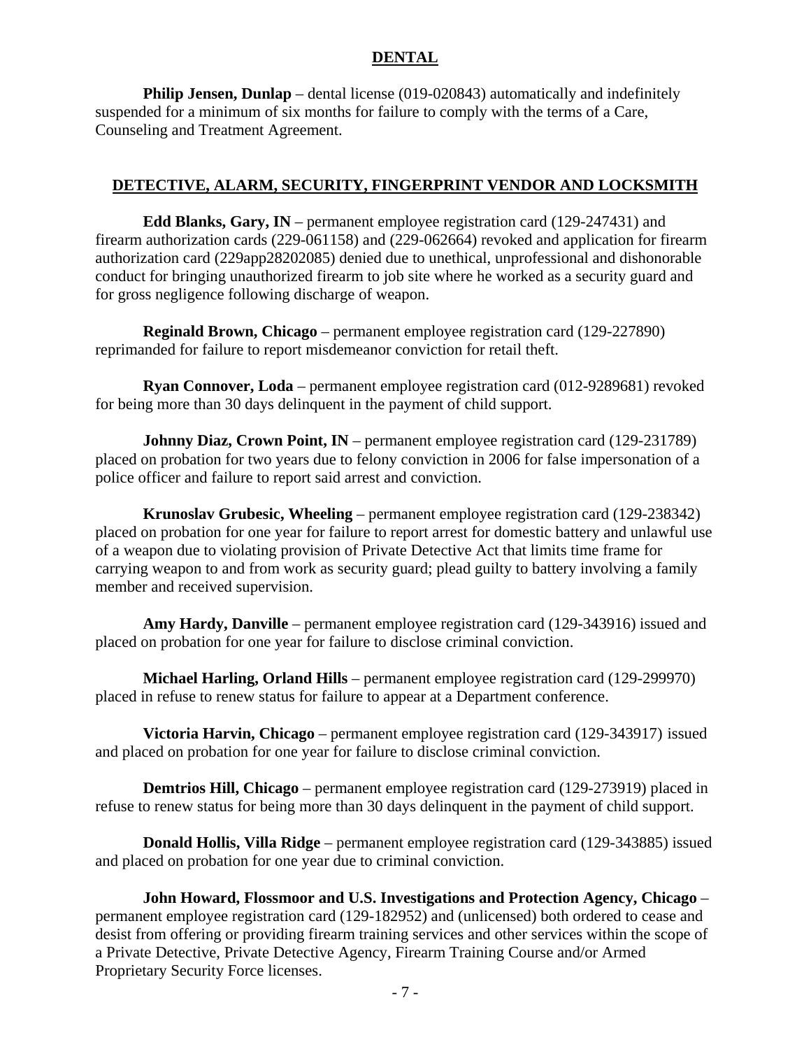## DENTAL

**Philip Jensen, Dunlap** – dental license (019-020843) automatically and indefinitely suspended for a minimum of six months for failure to comply with the terms of a Care, Counseling and Treatment Agreement.

## DETECTIVE, ALARM, SECURITY, FINGERPRINT VENDOR AND LOCKSMITH

**Edd Blanks, Gary, IN** – permanent employee registration card (129-247431) and firearm authorization cards (229-061158) and (229-062664) revoked and application for firearm authorization card (229app28202085) denied due to unethical, unprofessional and dishonorable conduct for bringing unauthorized firearm to job site where he worked as a security guard and for gross negligence following discharge of weapon.

**Reginald Brown, Chicago** – permanent employee registration card (129-227890) reprimanded for failure to report misdemeanor conviction for retail theft.

**Ryan Connover, Loda** – permanent employee registration card (012-9289681) revoked for being more than 30 days delinquent in the payment of child support.

**Johnny Diaz, Crown Point, IN** – permanent employee registration card (129-231789) placed on probation for two years due to felony conviction in 2006 for false impersonation of a police officer and failure to report said arrest and conviction.

**Krunoslav Grubesic, Wheeling** – permanent employee registration card (129-238342) placed on probation for one year for failure to report arrest for domestic battery and unlawful use of a weapon due to violating provision of Private Detective Act that limits time frame for carrying weapon to and from work as security guard; plead guilty to battery involving a family member and received supervision.

**Amy Hardy, Danville** – permanent employee registration card (129-343916) issued and placed on probation for one year for failure to disclose criminal conviction.

**Michael Harling, Orland Hills** – permanent employee registration card (129-299970) placed in refuse to renew status for failure to appear at a Department conference.

**Victoria Harvin, Chicago** – permanent employee registration card (129-343917) issued and placed on probation for one year for failure to disclose criminal conviction.

**Demtrios Hill, Chicago** – permanent employee registration card (129-273919) placed in refuse to renew status for being more than 30 days delinquent in the payment of child support.

**Donald Hollis, Villa Ridge** – permanent employee registration card (129-343885) issued and placed on probation for one year due to criminal conviction.

**John Howard, Flossmoor and U.S. Investigations and Protection Agency, Chicago** – permanent employee registration card (129-182952) and (unlicensed) both ordered to cease and desist from offering or providing firearm training services and other services within the scope of a Private Detective, Private Detective Agency, Firearm Training Course and/or Armed Proprietary Security Force licenses.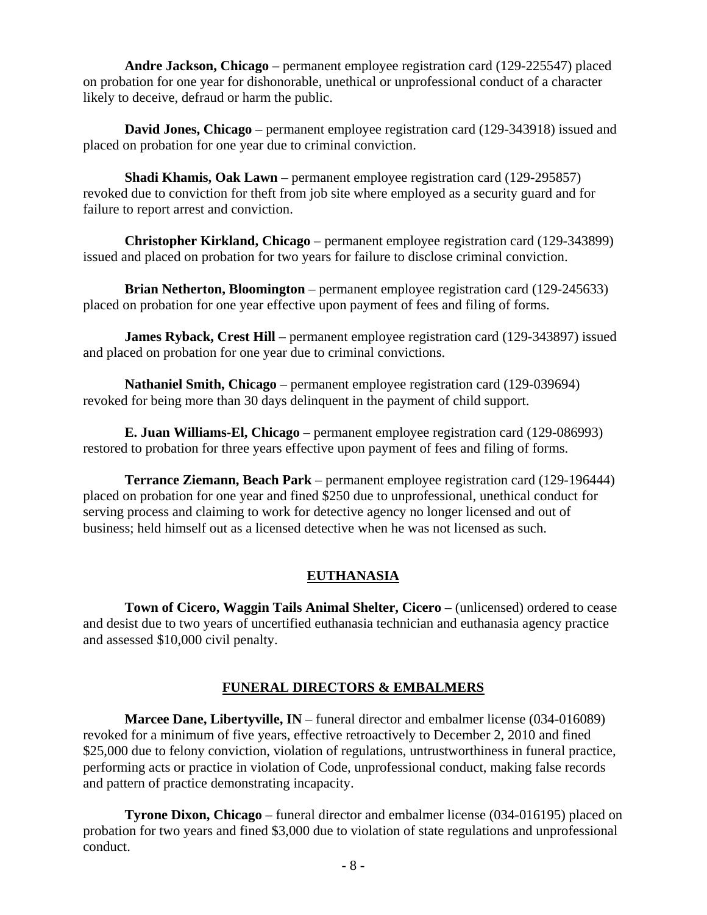**Andre Jackson, Chicago** – permanent employee registration card (129-225547) placed on probation for one year for dishonorable, unethical or unprofessional conduct of a character likely to deceive, defraud or harm the public.

**David Jones, Chicago** – permanent employee registration card (129-343918) issued and placed on probation for one year due to criminal conviction.

**Shadi Khamis, Oak Lawn** – permanent employee registration card (129-295857) revoked due to conviction for theft from job site where employed as a security guard and for failure to report arrest and conviction.

**Christopher Kirkland, Chicago** – permanent employee registration card (129-343899) issued and placed on probation for two years for failure to disclose criminal conviction.

**Brian Netherton, Bloomington** – permanent employee registration card (129-245633) placed on probation for one year effective upon payment of fees and filing of forms.

**James Ryback, Crest Hill** – permanent employee registration card (129-343897) issued and placed on probation for one year due to criminal convictions.

**Nathaniel Smith, Chicago** – permanent employee registration card (129-039694) revoked for being more than 30 days delinquent in the payment of child support.

**E. Juan Williams-El, Chicago** – permanent employee registration card (129-086993) restored to probation for three years effective upon payment of fees and filing of forms.

**Terrance Ziemann, Beach Park** – permanent employee registration card (129-196444) placed on probation for one year and fined $250 due to unprofessional, unethical conduct for serving process and claiming to work for detective agency no longer licensed and out of business; held himself out as a licensed detective when he was not licensed as such.

## EUTHANASIA

**Town of Cicero, Waggin Tails Animal Shelter, Cicero** – (unlicensed) ordered to cease and desist due to two years of uncertified euthanasia technician and euthanasia agency practice and assessed $10,000 civil penalty.

## FUNERAL DIRECTORS & EMBALMERS

**Marcee Dane, Libertyville, IN** – funeral director and embalmer license (034-016089) revoked for a minimum of five years, effective retroactively to December 2, 2010 and fined $25,000 due to felony conviction, violation of regulations, untrustworthiness in funeral practice, performing acts or practice in violation of Code, unprofessional conduct, making false records and pattern of practice demonstrating incapacity.

**Tyrone Dixon, Chicago** – funeral director and embalmer license (034-016195) placed on probation for two years and fined $3,000 due to violation of state regulations and unprofessional conduct.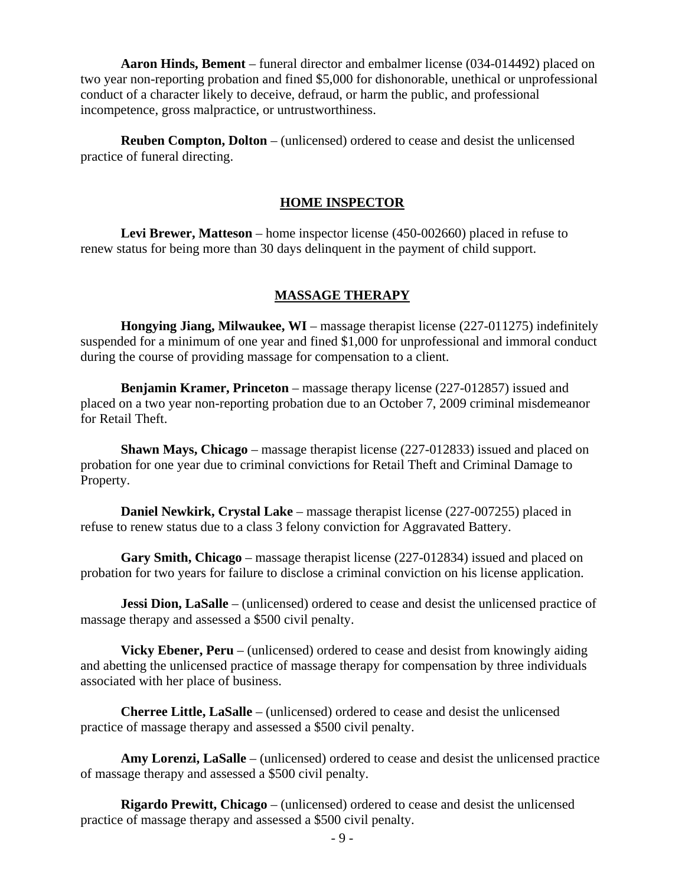**Aaron Hinds, Bement** – funeral director and embalmer license (034-014492) placed on two year non-reporting probation and fined $5,000 for dishonorable, unethical or unprofessional conduct of a character likely to deceive, defraud, or harm the public, and professional incompetence, gross malpractice, or untrustworthiness.

**Reuben Compton, Dolton** – (unlicensed) ordered to cease and desist the unlicensed practice of funeral directing.

## HOME INSPECTOR

**Levi Brewer, Matteson** – home inspector license (450-002660) placed in refuse to renew status for being more than 30 days delinquent in the payment of child support.

## MASSAGE THERAPY

**Hongying Jiang, Milwaukee, WI** – massage therapist license (227-011275) indefinitely suspended for a minimum of one year and fined $1,000 for unprofessional and immoral conduct during the course of providing massage for compensation to a client.

**Benjamin Kramer, Princeton** – massage therapy license (227-012857) issued and placed on a two year non-reporting probation due to an October 7, 2009 criminal misdemeanor for Retail Theft.

**Shawn Mays, Chicago** – massage therapist license (227-012833) issued and placed on probation for one year due to criminal convictions for Retail Theft and Criminal Damage to Property.

**Daniel Newkirk, Crystal Lake** – massage therapist license (227-007255) placed in refuse to renew status due to a class 3 felony conviction for Aggravated Battery.

**Gary Smith, Chicago** – massage therapist license (227-012834) issued and placed on probation for two years for failure to disclose a criminal conviction on his license application.

**Jessi Dion, LaSalle** – (unlicensed) ordered to cease and desist the unlicensed practice of massage therapy and assessed a $500 civil penalty.

**Vicky Ebener, Peru** – (unlicensed) ordered to cease and desist from knowingly aiding and abetting the unlicensed practice of massage therapy for compensation by three individuals associated with her place of business.

**Cherree Little, LaSalle** – (unlicensed) ordered to cease and desist the unlicensed practice of massage therapy and assessed a $500 civil penalty.

**Amy Lorenzi, LaSalle** – (unlicensed) ordered to cease and desist the unlicensed practice of massage therapy and assessed a $500 civil penalty.

**Rigardo Prewitt, Chicago** – (unlicensed) ordered to cease and desist the unlicensed practice of massage therapy and assessed a $500 civil penalty.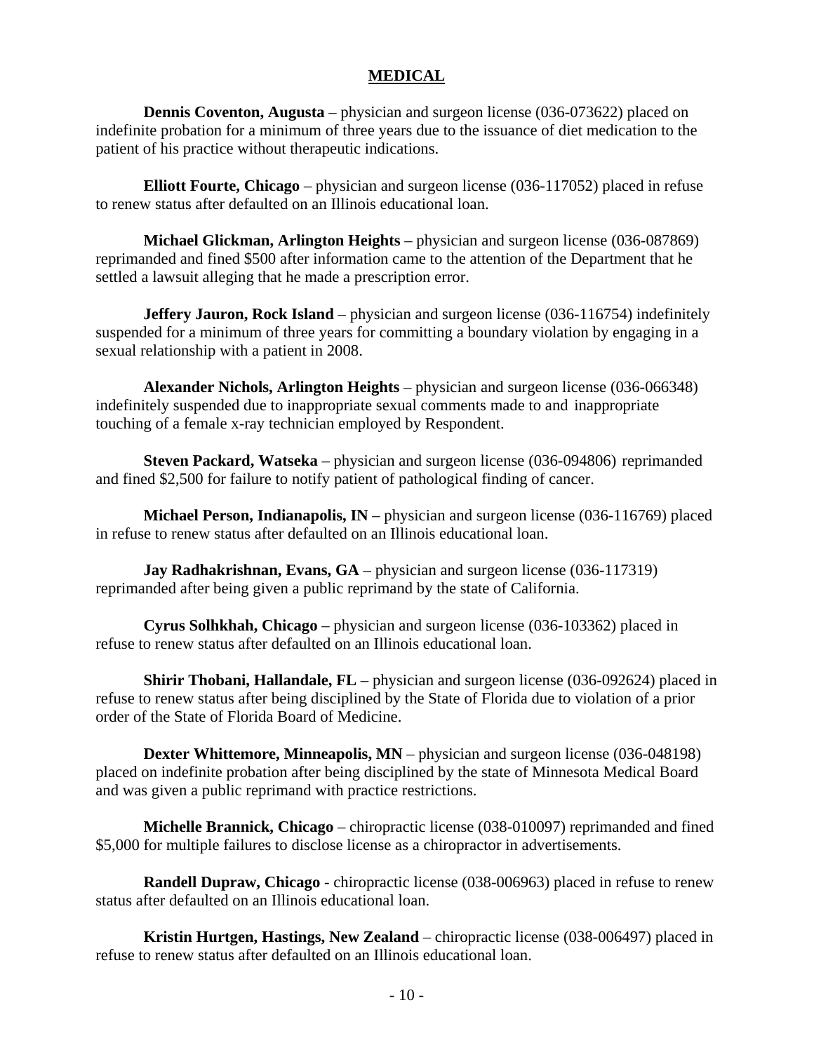## MEDICAL

**Dennis Coventon, Augusta** – physician and surgeon license (036-073622) placed on indefinite probation for a minimum of three years due to the issuance of diet medication to the patient of his practice without therapeutic indications.

**Elliott Fourte, Chicago** – physician and surgeon license (036-117052) placed in refuse to renew status after defaulted on an Illinois educational loan.

**Michael Glickman, Arlington Heights** – physician and surgeon license (036-087869) reprimanded and fined $500 after information came to the attention of the Department that he settled a lawsuit alleging that he made a prescription error.

**Jeffery Jauron, Rock Island** – physician and surgeon license (036-116754) indefinitely suspended for a minimum of three years for committing a boundary violation by engaging in a sexual relationship with a patient in 2008.

**Alexander Nichols, Arlington Heights** – physician and surgeon license (036-066348) indefinitely suspended due to inappropriate sexual comments made to and inappropriate touching of a female x-ray technician employed by Respondent.

**Steven Packard, Watseka** – physician and surgeon license (036-094806) reprimanded and fined $2,500 for failure to notify patient of pathological finding of cancer.

**Michael Person, Indianapolis, IN** – physician and surgeon license (036-116769) placed in refuse to renew status after defaulted on an Illinois educational loan.

**Jay Radhakrishnan, Evans, GA** – physician and surgeon license (036-117319) reprimanded after being given a public reprimand by the state of California.

**Cyrus Solhkhah, Chicago** – physician and surgeon license (036-103362) placed in refuse to renew status after defaulted on an Illinois educational loan.

**Shirir Thobani, Hallandale, FL** – physician and surgeon license (036-092624) placed in refuse to renew status after being disciplined by the State of Florida due to violation of a prior order of the State of Florida Board of Medicine.

**Dexter Whittemore, Minneapolis, MN** – physician and surgeon license (036-048198) placed on indefinite probation after being disciplined by the state of Minnesota Medical Board and was given a public reprimand with practice restrictions.

**Michelle Brannick, Chicago** – chiropractic license (038-010097) reprimanded and fined $5,000 for multiple failures to disclose license as a chiropractor in advertisements.

**Randell Dupraw, Chicago** - chiropractic license (038-006963) placed in refuse to renew status after defaulted on an Illinois educational loan.

**Kristin Hurtgen, Hastings, New Zealand** – chiropractic license (038-006497) placed in refuse to renew status after defaulted on an Illinois educational loan.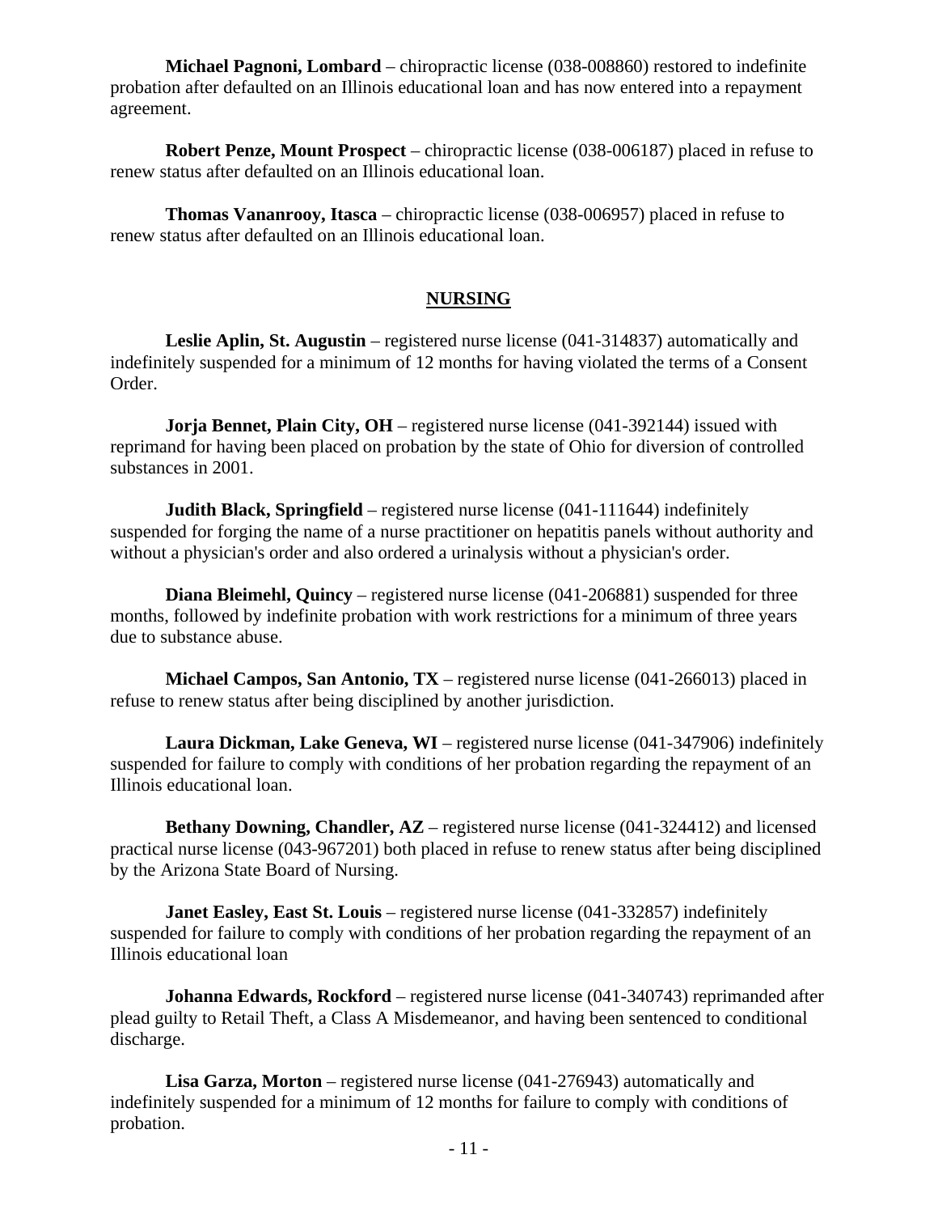**Michael Pagnoni, Lombard** – chiropractic license (038-008860) restored to indefinite probation after defaulted on an Illinois educational loan and has now entered into a repayment agreement.

**Robert Penze, Mount Prospect** – chiropractic license (038-006187) placed in refuse to renew status after defaulted on an Illinois educational loan.

**Thomas Vananrooy, Itasca** – chiropractic license (038-006957) placed in refuse to renew status after defaulted on an Illinois educational loan.

## NURSING

**Leslie Aplin, St. Augustin** – registered nurse license (041-314837) automatically and indefinitely suspended for a minimum of 12 months for having violated the terms of a Consent Order.

**Jorja Bennet, Plain City, OH** – registered nurse license (041-392144) issued with reprimand for having been placed on probation by the state of Ohio for diversion of controlled substances in 2001.

**Judith Black, Springfield** – registered nurse license (041-111644) indefinitely suspended for forging the name of a nurse practitioner on hepatitis panels without authority and without a physician's order and also ordered a urinalysis without a physician's order.

**Diana Bleimehl, Quincy** – registered nurse license (041-206881) suspended for three months, followed by indefinite probation with work restrictions for a minimum of three years due to substance abuse.

**Michael Campos, San Antonio, TX** – registered nurse license (041-266013) placed in refuse to renew status after being disciplined by another jurisdiction.

**Laura Dickman, Lake Geneva, WI** – registered nurse license (041-347906) indefinitely suspended for failure to comply with conditions of her probation regarding the repayment of an Illinois educational loan.

**Bethany Downing, Chandler, AZ** – registered nurse license (041-324412) and licensed practical nurse license (043-967201) both placed in refuse to renew status after being disciplined by the Arizona State Board of Nursing.

**Janet Easley, East St. Louis** – registered nurse license (041-332857) indefinitely suspended for failure to comply with conditions of her probation regarding the repayment of an Illinois educational loan

**Johanna Edwards, Rockford** – registered nurse license (041-340743) reprimanded after plead guilty to Retail Theft, a Class A Misdemeanor, and having been sentenced to conditional discharge.

**Lisa Garza, Morton** – registered nurse license (041-276943) automatically and indefinitely suspended for a minimum of 12 months for failure to comply with conditions of probation.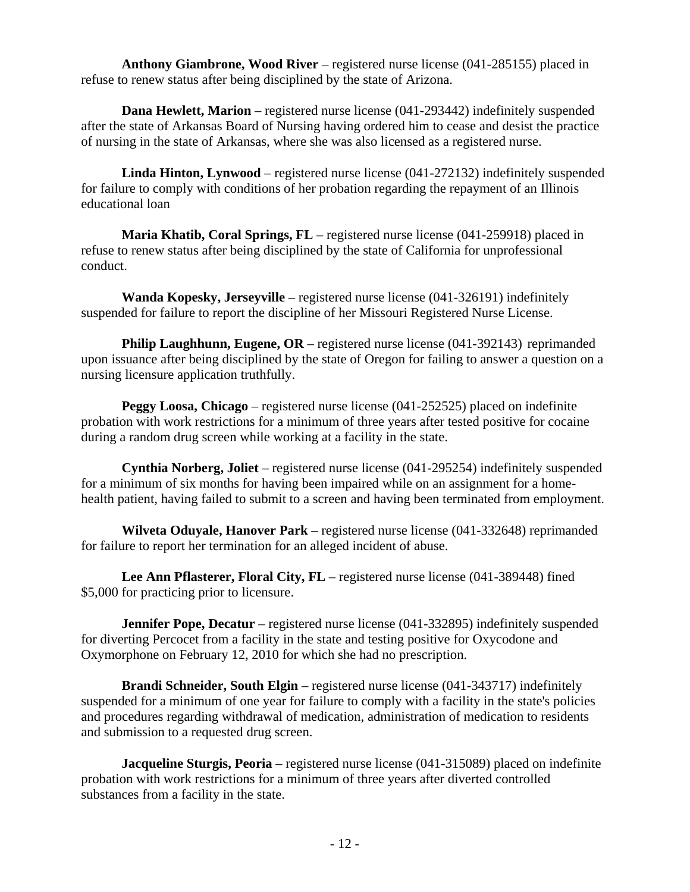**Anthony Giambrone, Wood River** – registered nurse license (041-285155) placed in refuse to renew status after being disciplined by the state of Arizona.

**Dana Hewlett, Marion** – registered nurse license (041-293442) indefinitely suspended after the state of Arkansas Board of Nursing having ordered him to cease and desist the practice of nursing in the state of Arkansas, where she was also licensed as a registered nurse.

**Linda Hinton, Lynwood** – registered nurse license (041-272132) indefinitely suspended for failure to comply with conditions of her probation regarding the repayment of an Illinois educational loan

**Maria Khatib, Coral Springs, FL** – registered nurse license (041-259918) placed in refuse to renew status after being disciplined by the state of California for unprofessional conduct.

**Wanda Kopesky, Jerseyville** – registered nurse license (041-326191) indefinitely suspended for failure to report the discipline of her Missouri Registered Nurse License.

**Philip Laughhunn, Eugene, OR** – registered nurse license (041-392143) reprimanded upon issuance after being disciplined by the state of Oregon for failing to answer a question on a nursing licensure application truthfully.

**Peggy Loosa, Chicago** – registered nurse license (041-252525) placed on indefinite probation with work restrictions for a minimum of three years after tested positive for cocaine during a random drug screen while working at a facility in the state.

**Cynthia Norberg, Joliet** – registered nurse license (041-295254) indefinitely suspended for a minimum of six months for having been impaired while on an assignment for a home-health patient, having failed to submit to a screen and having been terminated from employment.

**Wilveta Oduyale, Hanover Park** – registered nurse license (041-332648) reprimanded for failure to report her termination for an alleged incident of abuse.

**Lee Ann Pflasterer, Floral City, FL** – registered nurse license (041-389448) fined $5,000 for practicing prior to licensure.

**Jennifer Pope, Decatur** – registered nurse license (041-332895) indefinitely suspended for diverting Percocet from a facility in the state and testing positive for Oxycodone and Oxymorphone on February 12, 2010 for which she had no prescription.

**Brandi Schneider, South Elgin** – registered nurse license (041-343717) indefinitely suspended for a minimum of one year for failure to comply with a facility in the state's policies and procedures regarding withdrawal of medication, administration of medication to residents and submission to a requested drug screen.

**Jacqueline Sturgis, Peoria** – registered nurse license (041-315089) placed on indefinite probation with work restrictions for a minimum of three years after diverted controlled substances from a facility in the state.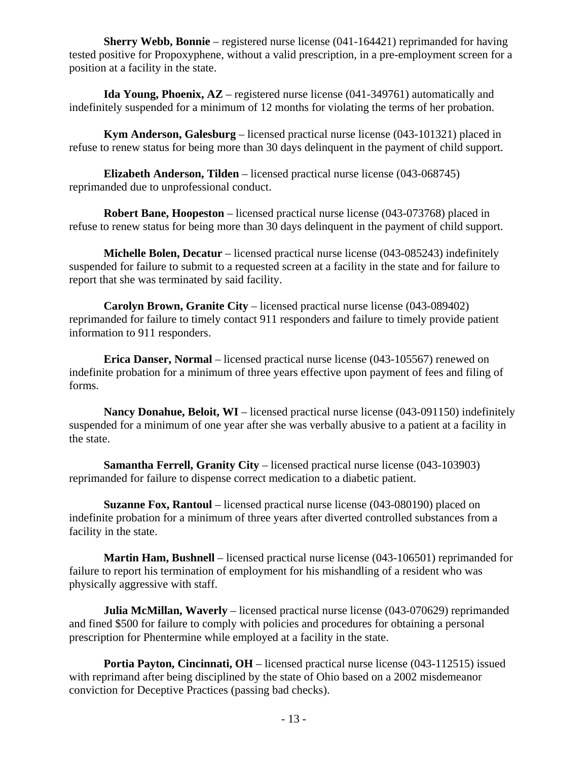**Sherry Webb, Bonnie** – registered nurse license (041-164421) reprimanded for having tested positive for Propoxyphene, without a valid prescription, in a pre-employment screen for a position at a facility in the state.

**Ida Young, Phoenix, AZ** – registered nurse license (041-349761) automatically and indefinitely suspended for a minimum of 12 months for violating the terms of her probation.

**Kym Anderson, Galesburg** – licensed practical nurse license (043-101321) placed in refuse to renew status for being more than 30 days delinquent in the payment of child support.

**Elizabeth Anderson, Tilden** – licensed practical nurse license (043-068745) reprimanded due to unprofessional conduct.

**Robert Bane, Hoopeston** – licensed practical nurse license (043-073768) placed in refuse to renew status for being more than 30 days delinquent in the payment of child support.

**Michelle Bolen, Decatur** – licensed practical nurse license (043-085243) indefinitely suspended for failure to submit to a requested screen at a facility in the state and for failure to report that she was terminated by said facility.

**Carolyn Brown, Granite City** – licensed practical nurse license (043-089402) reprimanded for failure to timely contact 911 responders and failure to timely provide patient information to 911 responders.

**Erica Danser, Normal** – licensed practical nurse license (043-105567) renewed on indefinite probation for a minimum of three years effective upon payment of fees and filing of forms.

**Nancy Donahue, Beloit, WI** – licensed practical nurse license (043-091150) indefinitely suspended for a minimum of one year after she was verbally abusive to a patient at a facility in the state.

**Samantha Ferrell, Granity City** – licensed practical nurse license (043-103903) reprimanded for failure to dispense correct medication to a diabetic patient.

**Suzanne Fox, Rantoul** – licensed practical nurse license (043-080190) placed on indefinite probation for a minimum of three years after diverted controlled substances from a facility in the state.

**Martin Ham, Bushnell** – licensed practical nurse license (043-106501) reprimanded for failure to report his termination of employment for his mishandling of a resident who was physically aggressive with staff.

**Julia McMillan, Waverly** – licensed practical nurse license (043-070629) reprimanded and fined $500 for failure to comply with policies and procedures for obtaining a personal prescription for Phentermine while employed at a facility in the state.

**Portia Payton, Cincinnati, OH** – licensed practical nurse license (043-112515) issued with reprimand after being disciplined by the state of Ohio based on a 2002 misdemeanor conviction for Deceptive Practices (passing bad checks).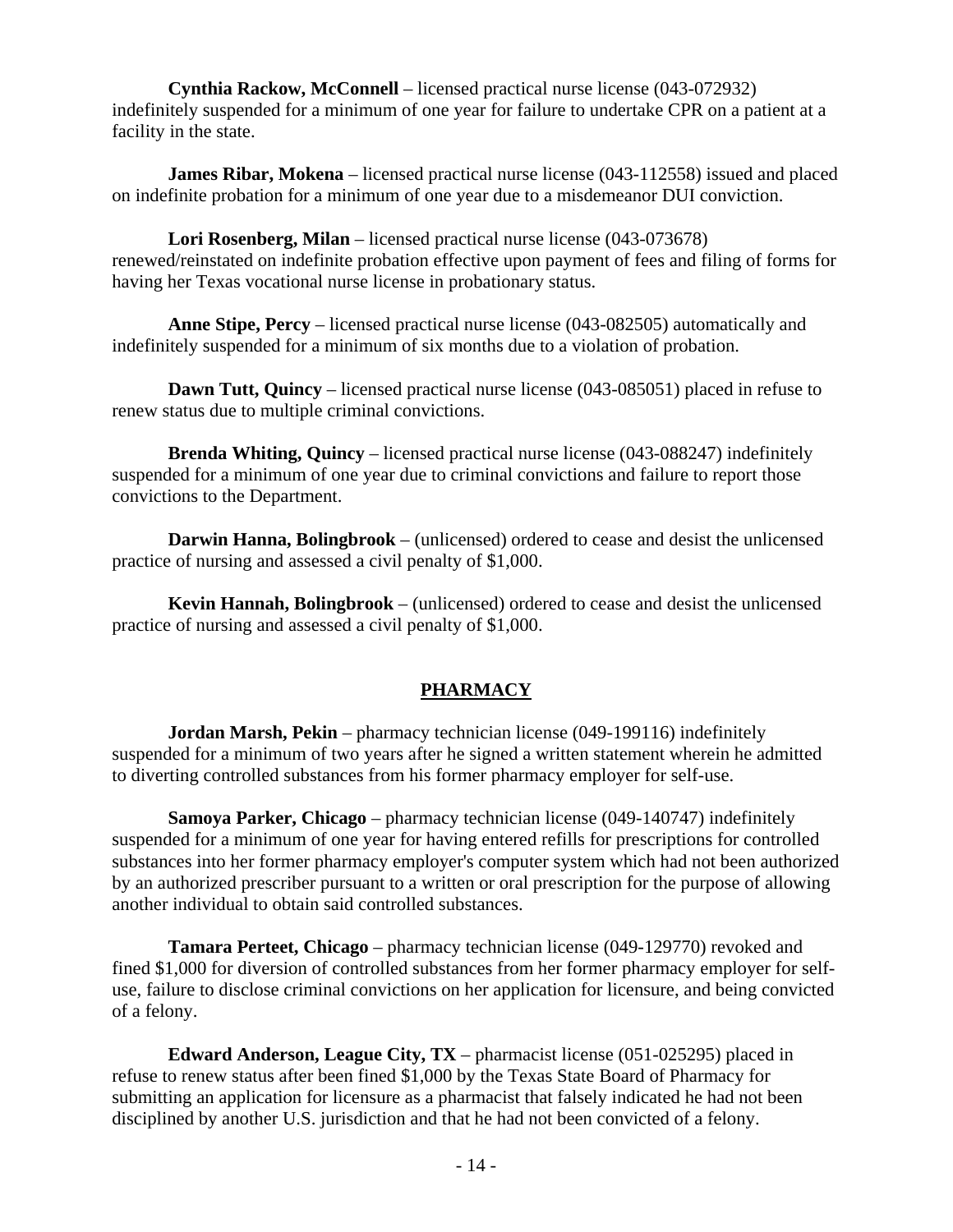**Cynthia Rackow, McConnell** – licensed practical nurse license (043-072932) indefinitely suspended for a minimum of one year for failure to undertake CPR on a patient at a facility in the state.

**James Ribar, Mokena** – licensed practical nurse license (043-112558) issued and placed on indefinite probation for a minimum of one year due to a misdemeanor DUI conviction.

**Lori Rosenberg, Milan** – licensed practical nurse license (043-073678) renewed/reinstated on indefinite probation effective upon payment of fees and filing of forms for having her Texas vocational nurse license in probationary status.

**Anne Stipe, Percy** – licensed practical nurse license (043-082505) automatically and indefinitely suspended for a minimum of six months due to a violation of probation.

**Dawn Tutt, Quincy** – licensed practical nurse license (043-085051) placed in refuse to renew status due to multiple criminal convictions.

**Brenda Whiting, Quincy** – licensed practical nurse license (043-088247) indefinitely suspended for a minimum of one year due to criminal convictions and failure to report those convictions to the Department.

**Darwin Hanna, Bolingbrook** – (unlicensed) ordered to cease and desist the unlicensed practice of nursing and assessed a civil penalty of $1,000.

**Kevin Hannah, Bolingbrook** – (unlicensed) ordered to cease and desist the unlicensed practice of nursing and assessed a civil penalty of $1,000.

## PHARMACY

**Jordan Marsh, Pekin** – pharmacy technician license (049-199116) indefinitely suspended for a minimum of two years after he signed a written statement wherein he admitted to diverting controlled substances from his former pharmacy employer for self-use.

**Samoya Parker, Chicago** – pharmacy technician license (049-140747) indefinitely suspended for a minimum of one year for having entered refills for prescriptions for controlled substances into her former pharmacy employer's computer system which had not been authorized by an authorized prescriber pursuant to a written or oral prescription for the purpose of allowing another individual to obtain said controlled substances.

**Tamara Perteet, Chicago** – pharmacy technician license (049-129770) revoked and fined $1,000 for diversion of controlled substances from her former pharmacy employer for self-use, failure to disclose criminal convictions on her application for licensure, and being convicted of a felony.

**Edward Anderson, League City, TX** – pharmacist license (051-025295) placed in refuse to renew status after been fined $1,000 by the Texas State Board of Pharmacy for submitting an application for licensure as a pharmacist that falsely indicated he had not been disciplined by another U.S. jurisdiction and that he had not been convicted of a felony.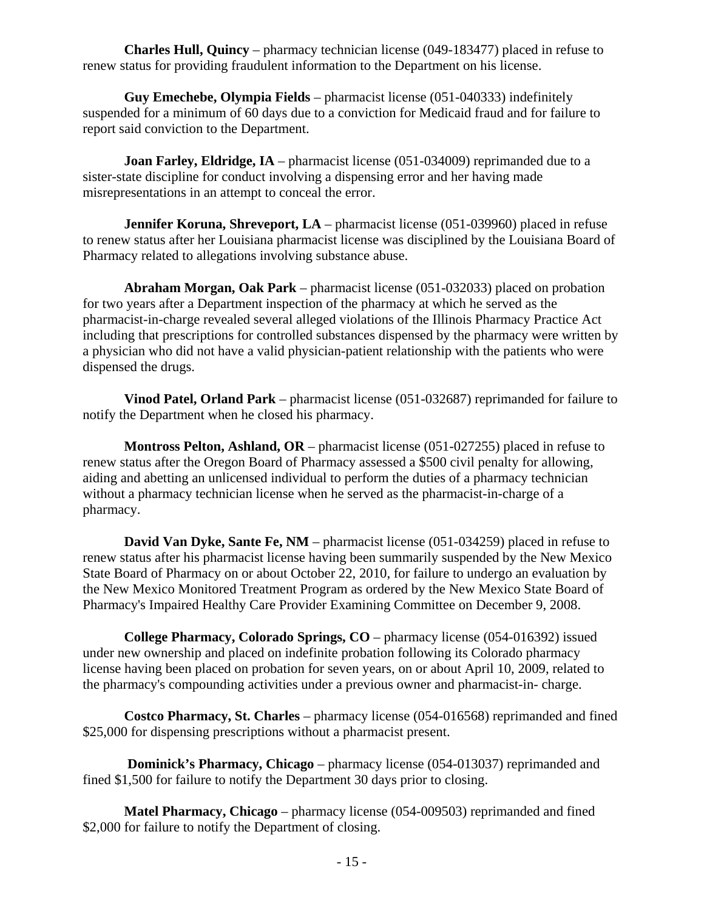**Charles Hull, Quincy** – pharmacy technician license (049-183477) placed in refuse to renew status for providing fraudulent information to the Department on his license.

**Guy Emechebe, Olympia Fields** – pharmacist license (051-040333) indefinitely suspended for a minimum of 60 days due to a conviction for Medicaid fraud and for failure to report said conviction to the Department.

**Joan Farley, Eldridge, IA** – pharmacist license (051-034009) reprimanded due to a sister-state discipline for conduct involving a dispensing error and her having made misrepresentations in an attempt to conceal the error.

**Jennifer Koruna, Shreveport, LA** – pharmacist license (051-039960) placed in refuse to renew status after her Louisiana pharmacist license was disciplined by the Louisiana Board of Pharmacy related to allegations involving substance abuse.

**Abraham Morgan, Oak Park** – pharmacist license (051-032033) placed on probation for two years after a Department inspection of the pharmacy at which he served as the pharmacist-in-charge revealed several alleged violations of the Illinois Pharmacy Practice Act including that prescriptions for controlled substances dispensed by the pharmacy were written by a physician who did not have a valid physician-patient relationship with the patients who were dispensed the drugs.

**Vinod Patel, Orland Park** – pharmacist license (051-032687) reprimanded for failure to notify the Department when he closed his pharmacy.

**Montross Pelton, Ashland, OR** – pharmacist license (051-027255) placed in refuse to renew status after the Oregon Board of Pharmacy assessed a $500 civil penalty for allowing, aiding and abetting an unlicensed individual to perform the duties of a pharmacy technician without a pharmacy technician license when he served as the pharmacist-in-charge of a pharmacy.

**David Van Dyke, Sante Fe, NM** – pharmacist license (051-034259) placed in refuse to renew status after his pharmacist license having been summarily suspended by the New Mexico State Board of Pharmacy on or about October 22, 2010, for failure to undergo an evaluation by the New Mexico Monitored Treatment Program as ordered by the New Mexico State Board of Pharmacy's Impaired Healthy Care Provider Examining Committee on December 9, 2008.

**College Pharmacy, Colorado Springs, CO** – pharmacy license (054-016392) issued under new ownership and placed on indefinite probation following its Colorado pharmacy license having been placed on probation for seven years, on or about April 10, 2009, related to the pharmacy's compounding activities under a previous owner and pharmacist-in- charge.

**Costco Pharmacy, St. Charles** – pharmacy license (054-016568) reprimanded and fined $25,000 for dispensing prescriptions without a pharmacist present.

**Dominick's Pharmacy, Chicago** – pharmacy license (054-013037) reprimanded and fined $1,500 for failure to notify the Department 30 days prior to closing.

**Matel Pharmacy, Chicago** – pharmacy license (054-009503) reprimanded and fined $2,000 for failure to notify the Department of closing.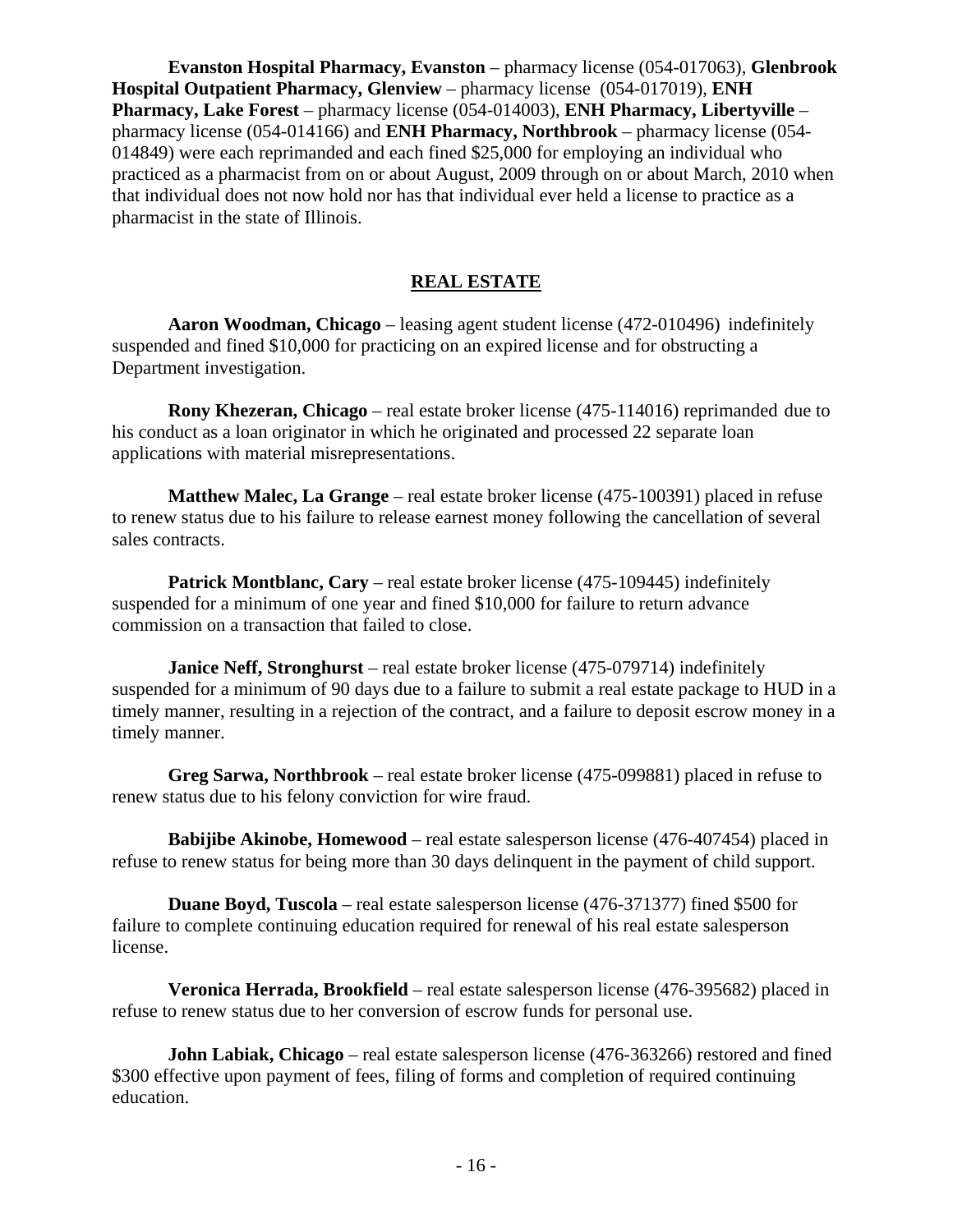**Evanston Hospital Pharmacy, Evanston** – pharmacy license (054-017063), **Glenbrook Hospital Outpatient Pharmacy, Glenview** – pharmacy license (054-017019), **ENH Pharmacy, Lake Forest** – pharmacy license (054-014003), **ENH Pharmacy, Libertyville** – pharmacy license (054-014166) and **ENH Pharmacy, Northbrook** – pharmacy license (054-014849) were each reprimanded and each fined $25,000 for employing an individual who practiced as a pharmacist from on or about August, 2009 through on or about March, 2010 when that individual does not now hold nor has that individual ever held a license to practice as a pharmacist in the state of Illinois.

## REAL ESTATE

**Aaron Woodman, Chicago** – leasing agent student license (472-010496) indefinitely suspended and fined $10,000 for practicing on an expired license and for obstructing a Department investigation.

**Rony Khezeran, Chicago** – real estate broker license (475-114016) reprimanded due to his conduct as a loan originator in which he originated and processed 22 separate loan applications with material misrepresentations.

**Matthew Malec, La Grange** – real estate broker license (475-100391) placed in refuse to renew status due to his failure to release earnest money following the cancellation of several sales contracts.

**Patrick Montblanc, Cary** – real estate broker license (475-109445) indefinitely suspended for a minimum of one year and fined $10,000 for failure to return advance commission on a transaction that failed to close.

**Janice Neff, Stronghurst** – real estate broker license (475-079714) indefinitely suspended for a minimum of 90 days due to a failure to submit a real estate package to HUD in a timely manner, resulting in a rejection of the contract, and a failure to deposit escrow money in a timely manner.

**Greg Sarwa, Northbrook** – real estate broker license (475-099881) placed in refuse to renew status due to his felony conviction for wire fraud.

**Babijibe Akinobe, Homewood** – real estate salesperson license (476-407454) placed in refuse to renew status for being more than 30 days delinquent in the payment of child support.

**Duane Boyd, Tuscola** – real estate salesperson license (476-371377) fined $500 for failure to complete continuing education required for renewal of his real estate salesperson license.

**Veronica Herrada, Brookfield** – real estate salesperson license (476-395682) placed in refuse to renew status due to her conversion of escrow funds for personal use.

**John Labiak, Chicago** – real estate salesperson license (476-363266) restored and fined $300 effective upon payment of fees, filing of forms and completion of required continuing education.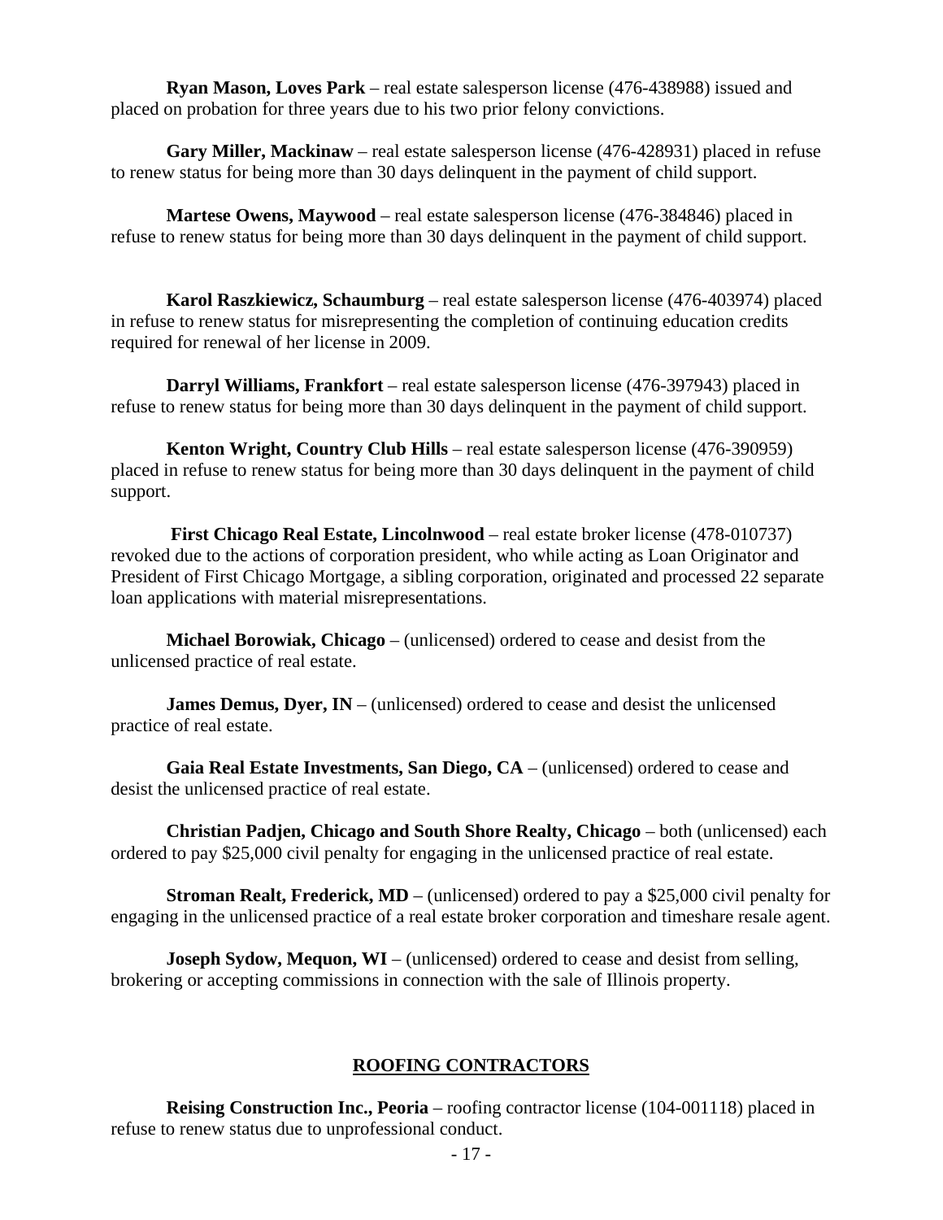**Ryan Mason, Loves Park** – real estate salesperson license (476-438988) issued and placed on probation for three years due to his two prior felony convictions.

**Gary Miller, Mackinaw** – real estate salesperson license (476-428931) placed in refuse to renew status for being more than 30 days delinquent in the payment of child support.

**Martese Owens, Maywood** – real estate salesperson license (476-384846) placed in refuse to renew status for being more than 30 days delinquent in the payment of child support.

**Karol Raszkiewicz, Schaumburg** – real estate salesperson license (476-403974) placed in refuse to renew status for misrepresenting the completion of continuing education credits required for renewal of her license in 2009.

**Darryl Williams, Frankfort** – real estate salesperson license (476-397943) placed in refuse to renew status for being more than 30 days delinquent in the payment of child support.

**Kenton Wright, Country Club Hills** – real estate salesperson license (476-390959) placed in refuse to renew status for being more than 30 days delinquent in the payment of child support.

**First Chicago Real Estate, Lincolnwood** – real estate broker license (478-010737) revoked due to the actions of corporation president, who while acting as Loan Originator and President of First Chicago Mortgage, a sibling corporation, originated and processed 22 separate loan applications with material misrepresentations.

**Michael Borowiak, Chicago** – (unlicensed) ordered to cease and desist from the unlicensed practice of real estate.

**James Demus, Dyer, IN** – (unlicensed) ordered to cease and desist the unlicensed practice of real estate.

**Gaia Real Estate Investments, San Diego, CA** – (unlicensed) ordered to cease and desist the unlicensed practice of real estate.

**Christian Padjen, Chicago and South Shore Realty, Chicago** – both (unlicensed) each ordered to pay $25,000 civil penalty for engaging in the unlicensed practice of real estate.

**Stroman Realt, Frederick, MD** – (unlicensed) ordered to pay a $25,000 civil penalty for engaging in the unlicensed practice of a real estate broker corporation and timeshare resale agent.

**Joseph Sydow, Mequon, WI** – (unlicensed) ordered to cease and desist from selling, brokering or accepting commissions in connection with the sale of Illinois property.

## ROOFING CONTRACTORS

**Reising Construction Inc., Peoria** – roofing contractor license (104-001118) placed in refuse to renew status due to unprofessional conduct.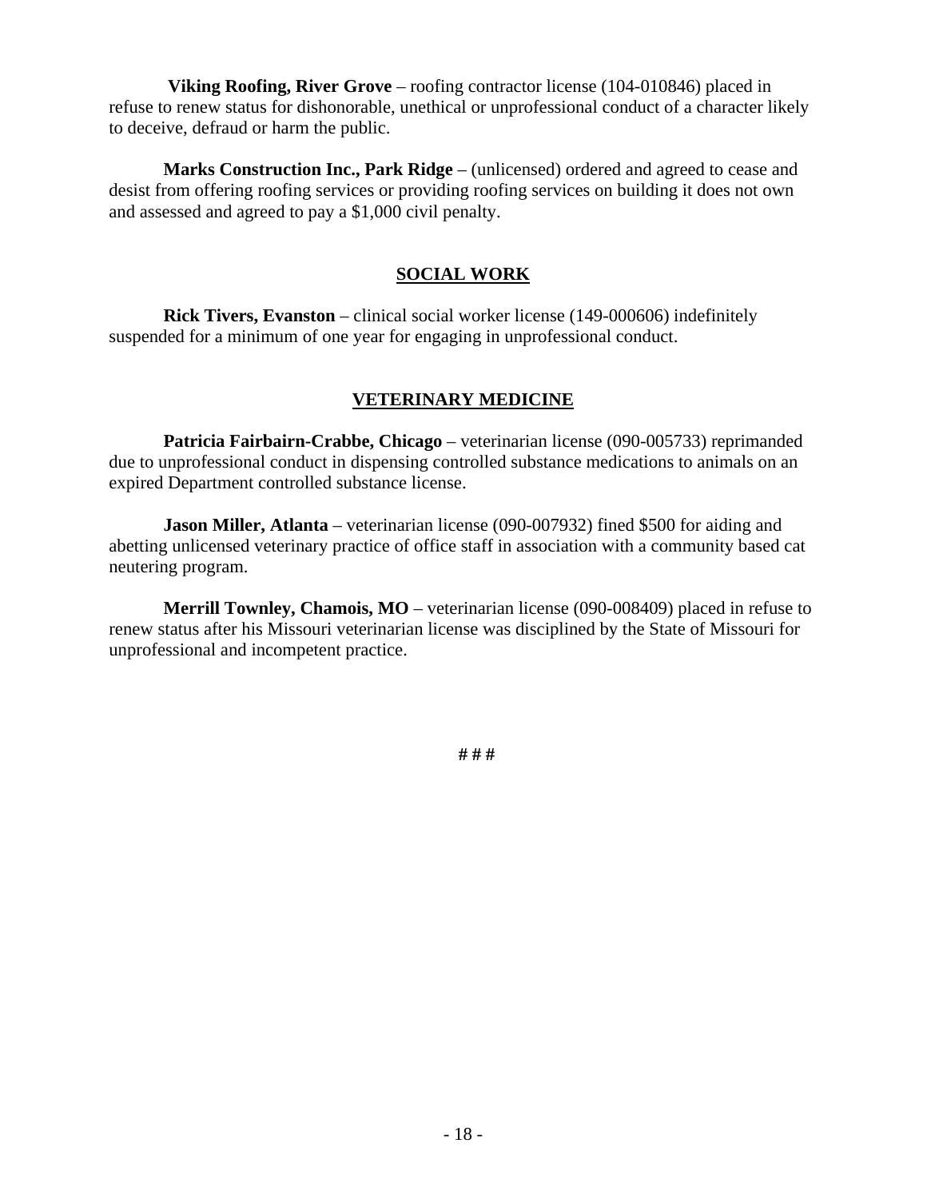**Viking Roofing, River Grove** – roofing contractor license (104-010846) placed in refuse to renew status for dishonorable, unethical or unprofessional conduct of a character likely to deceive, defraud or harm the public.

**Marks Construction Inc., Park Ridge** – (unlicensed) ordered and agreed to cease and desist from offering roofing services or providing roofing services on building it does not own and assessed and agreed to pay a $1,000 civil penalty.

## SOCIAL WORK

**Rick Tivers, Evanston** – clinical social worker license (149-000606) indefinitely suspended for a minimum of one year for engaging in unprofessional conduct.

## VETERINARY MEDICINE

**Patricia Fairbairn-Crabbe, Chicago** – veterinarian license (090-005733) reprimanded due to unprofessional conduct in dispensing controlled substance medications to animals on an expired Department controlled substance license.

**Jason Miller, Atlanta** – veterinarian license (090-007932) fined $500 for aiding and abetting unlicensed veterinary practice of office staff in association with a community based cat neutering program.

**Merrill Townley, Chamois, MO** – veterinarian license (090-008409) placed in refuse to renew status after his Missouri veterinarian license was disciplined by the State of Missouri for unprofessional and incompetent practice.

# # #